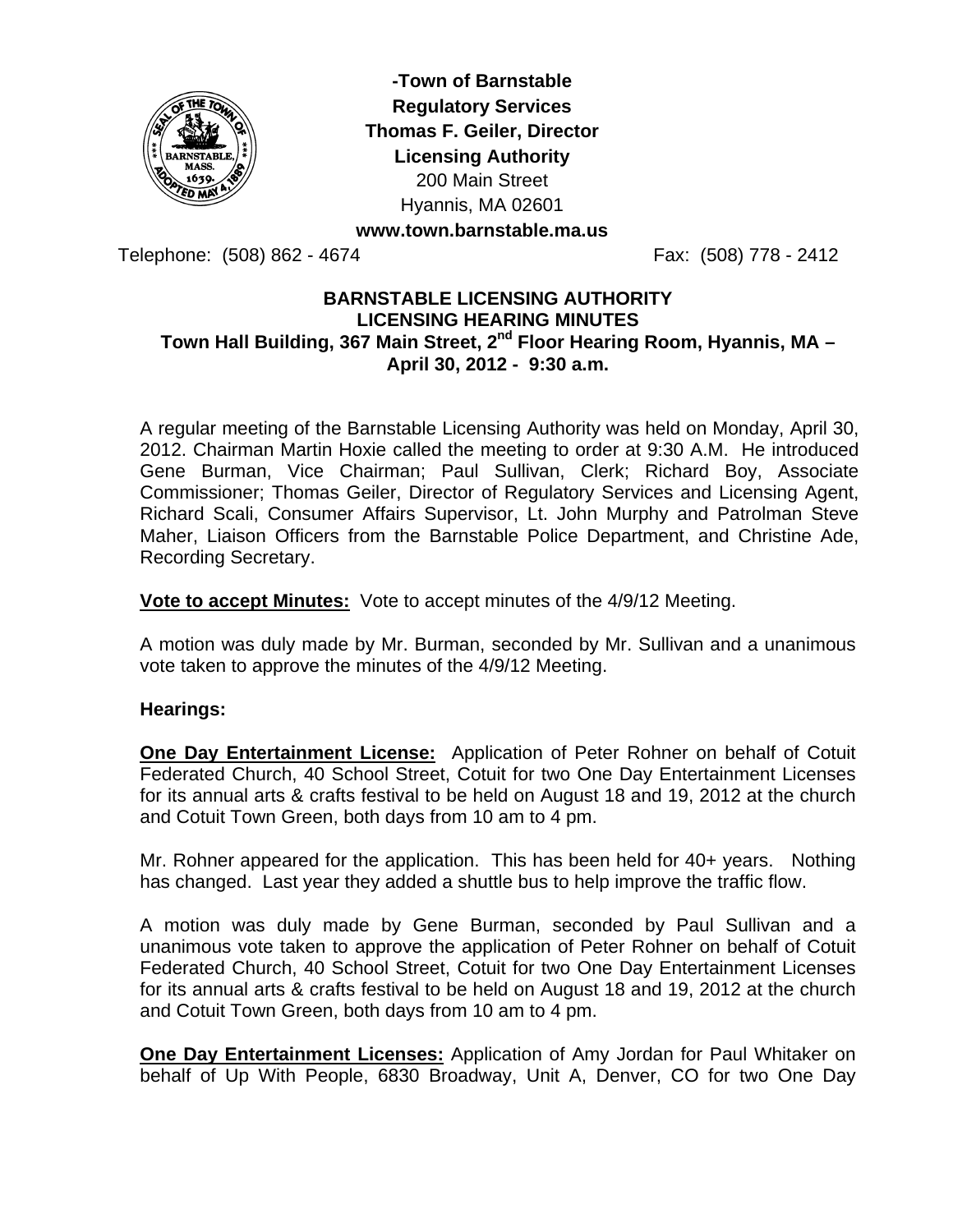**-Town of Barnstable**
**Regulatory Services**
**Thomas F. Geiler, Director**
**Licensing Authority**
200 Main Street
Hyannis, MA 02601
**www.town.barnstable.ma.us**

Telephone: (508) 862 - 4674 Fax: (508) 778 - 2412

## BARNSTABLE LICENSING AUTHORITY
## LICENSING HEARING MINUTES
## Town Hall Building, 367 Main Street, 2nd Floor Hearing Room, Hyannis, MA – April 30, 2012 - 9:30 a.m.

A regular meeting of the Barnstable Licensing Authority was held on Monday, April 30, 2012. Chairman Martin Hoxie called the meeting to order at 9:30 A.M. He introduced Gene Burman, Vice Chairman; Paul Sullivan, Clerk; Richard Boy, Associate Commissioner; Thomas Geiler, Director of Regulatory Services and Licensing Agent, Richard Scali, Consumer Affairs Supervisor, Lt. John Murphy and Patrolman Steve Maher, Liaison Officers from the Barnstable Police Department, and Christine Ade, Recording Secretary.

**Vote to accept Minutes:** Vote to accept minutes of the 4/9/12 Meeting.

A motion was duly made by Mr. Burman, seconded by Mr. Sullivan and a unanimous vote taken to approve the minutes of the 4/9/12 Meeting.

**Hearings:**

**One Day Entertainment License:** Application of Peter Rohner on behalf of Cotuit Federated Church, 40 School Street, Cotuit for two One Day Entertainment Licenses for its annual arts & crafts festival to be held on August 18 and 19, 2012 at the church and Cotuit Town Green, both days from 10 am to 4 pm.

Mr. Rohner appeared for the application. This has been held for 40+ years. Nothing has changed. Last year they added a shuttle bus to help improve the traffic flow.

A motion was duly made by Gene Burman, seconded by Paul Sullivan and a unanimous vote taken to approve the application of Peter Rohner on behalf of Cotuit Federated Church, 40 School Street, Cotuit for two One Day Entertainment Licenses for its annual arts & crafts festival to be held on August 18 and 19, 2012 at the church and Cotuit Town Green, both days from 10 am to 4 pm.

**One Day Entertainment Licenses:** Application of Amy Jordan for Paul Whitaker on behalf of Up With People, 6830 Broadway, Unit A, Denver, CO for two One Day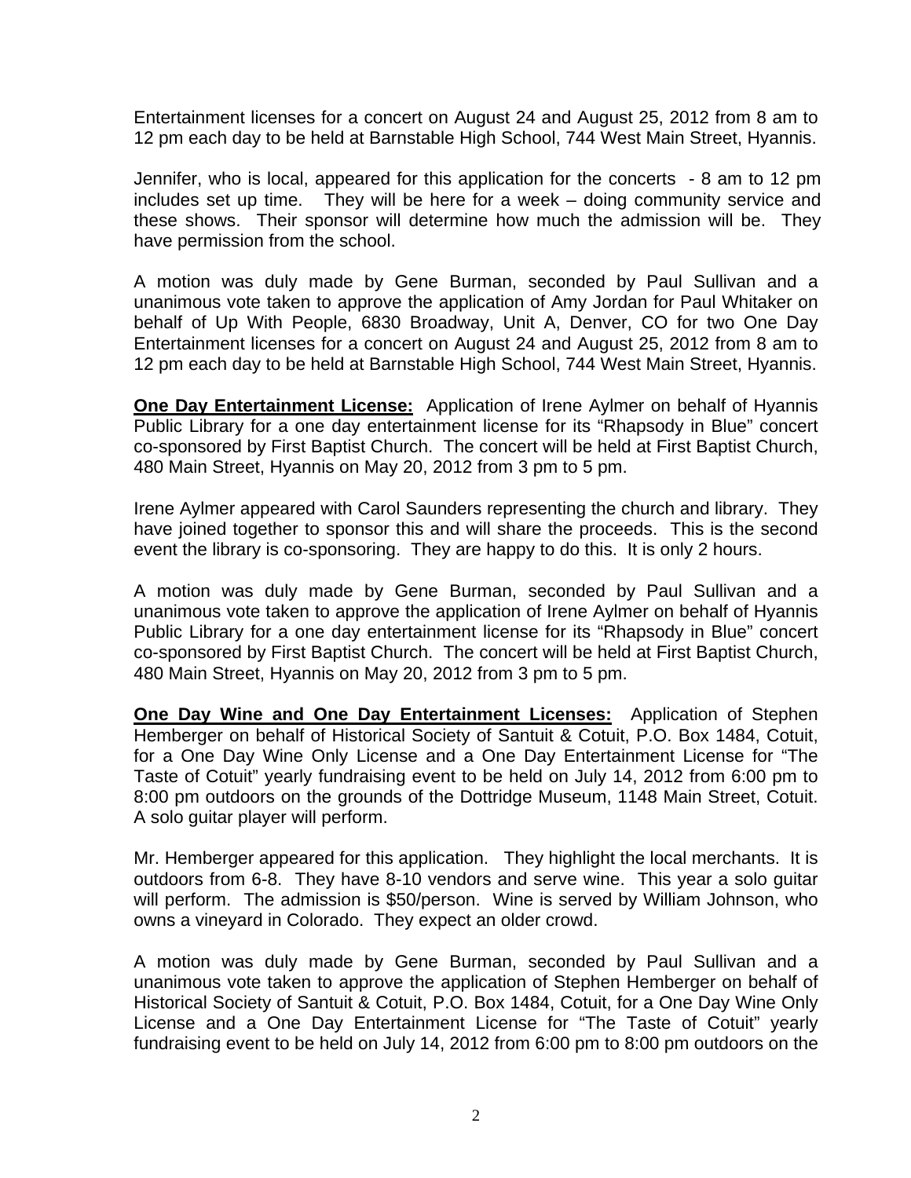Entertainment licenses for a concert on August 24 and August 25, 2012 from 8 am to 12 pm each day to be held at Barnstable High School, 744 West Main Street, Hyannis.

Jennifer, who is local, appeared for this application for the concerts - 8 am to 12 pm includes set up time. They will be here for a week – doing community service and these shows. Their sponsor will determine how much the admission will be. They have permission from the school.

A motion was duly made by Gene Burman, seconded by Paul Sullivan and a unanimous vote taken to approve the application of Amy Jordan for Paul Whitaker on behalf of Up With People, 6830 Broadway, Unit A, Denver, CO for two One Day Entertainment licenses for a concert on August 24 and August 25, 2012 from 8 am to 12 pm each day to be held at Barnstable High School, 744 West Main Street, Hyannis.

**One Day Entertainment License:** Application of Irene Aylmer on behalf of Hyannis Public Library for a one day entertainment license for its "Rhapsody in Blue" concert co-sponsored by First Baptist Church. The concert will be held at First Baptist Church, 480 Main Street, Hyannis on May 20, 2012 from 3 pm to 5 pm.

Irene Aylmer appeared with Carol Saunders representing the church and library. They have joined together to sponsor this and will share the proceeds. This is the second event the library is co-sponsoring. They are happy to do this. It is only 2 hours.

A motion was duly made by Gene Burman, seconded by Paul Sullivan and a unanimous vote taken to approve the application of Irene Aylmer on behalf of Hyannis Public Library for a one day entertainment license for its "Rhapsody in Blue" concert co-sponsored by First Baptist Church. The concert will be held at First Baptist Church, 480 Main Street, Hyannis on May 20, 2012 from 3 pm to 5 pm.

**One Day Wine and One Day Entertainment Licenses:** Application of Stephen Hemberger on behalf of Historical Society of Santuit & Cotuit, P.O. Box 1484, Cotuit, for a One Day Wine Only License and a One Day Entertainment License for "The Taste of Cotuit" yearly fundraising event to be held on July 14, 2012 from 6:00 pm to 8:00 pm outdoors on the grounds of the Dottridge Museum, 1148 Main Street, Cotuit. A solo guitar player will perform.

Mr. Hemberger appeared for this application. They highlight the local merchants. It is outdoors from 6-8. They have 8-10 vendors and serve wine. This year a solo guitar will perform. The admission is $50/person. Wine is served by William Johnson, who owns a vineyard in Colorado. They expect an older crowd.

A motion was duly made by Gene Burman, seconded by Paul Sullivan and a unanimous vote taken to approve the application of Stephen Hemberger on behalf of Historical Society of Santuit & Cotuit, P.O. Box 1484, Cotuit, for a One Day Wine Only License and a One Day Entertainment License for "The Taste of Cotuit" yearly fundraising event to be held on July 14, 2012 from 6:00 pm to 8:00 pm outdoors on the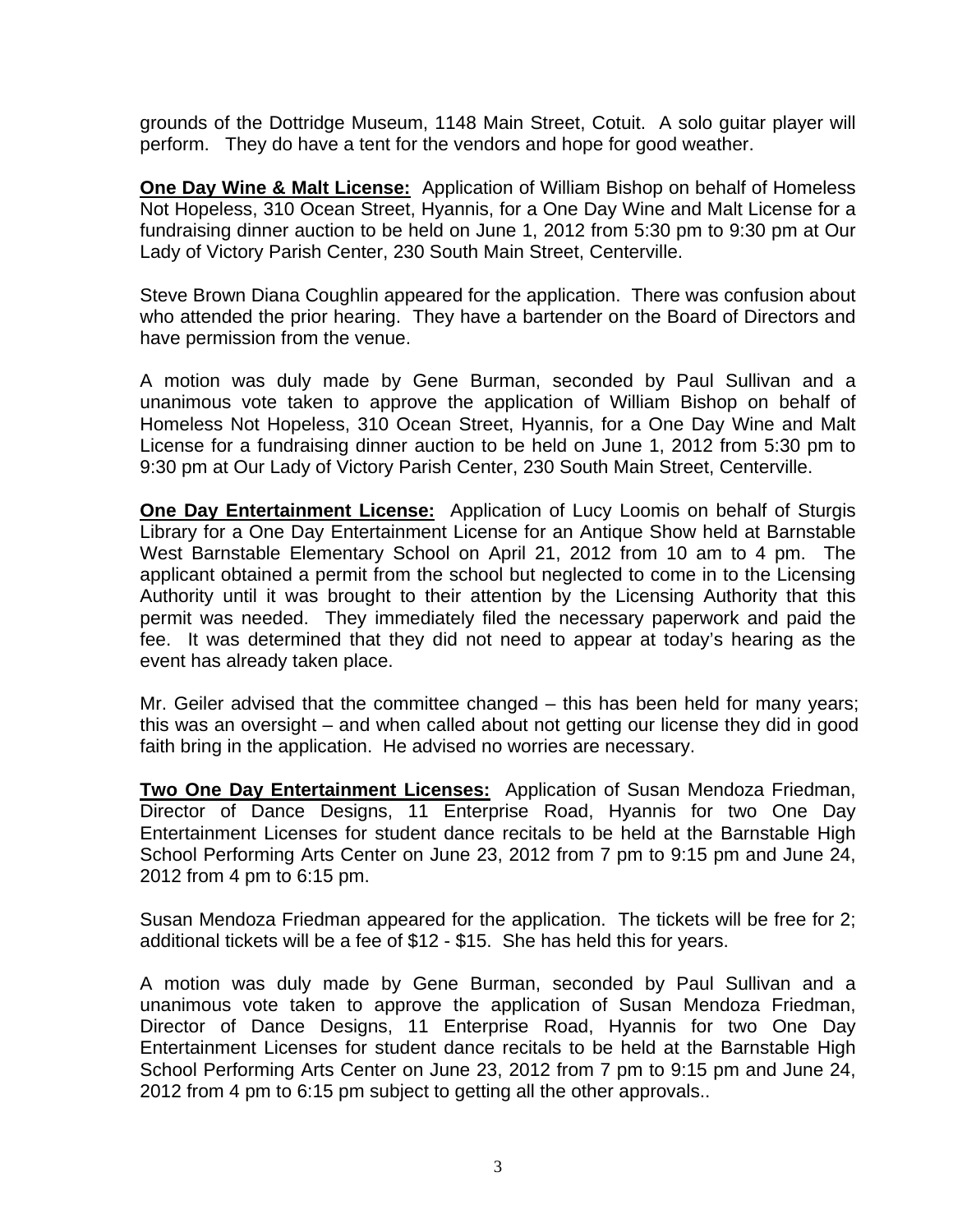grounds of the Dottridge Museum, 1148 Main Street, Cotuit. A solo guitar player will perform. They do have a tent for the vendors and hope for good weather.

**One Day Wine & Malt License:** Application of William Bishop on behalf of Homeless Not Hopeless, 310 Ocean Street, Hyannis, for a One Day Wine and Malt License for a fundraising dinner auction to be held on June 1, 2012 from 5:30 pm to 9:30 pm at Our Lady of Victory Parish Center, 230 South Main Street, Centerville.

Steve Brown Diana Coughlin appeared for the application. There was confusion about who attended the prior hearing. They have a bartender on the Board of Directors and have permission from the venue.

A motion was duly made by Gene Burman, seconded by Paul Sullivan and a unanimous vote taken to approve the application of William Bishop on behalf of Homeless Not Hopeless, 310 Ocean Street, Hyannis, for a One Day Wine and Malt License for a fundraising dinner auction to be held on June 1, 2012 from 5:30 pm to 9:30 pm at Our Lady of Victory Parish Center, 230 South Main Street, Centerville.

**One Day Entertainment License:** Application of Lucy Loomis on behalf of Sturgis Library for a One Day Entertainment License for an Antique Show held at Barnstable West Barnstable Elementary School on April 21, 2012 from 10 am to 4 pm. The applicant obtained a permit from the school but neglected to come in to the Licensing Authority until it was brought to their attention by the Licensing Authority that this permit was needed. They immediately filed the necessary paperwork and paid the fee. It was determined that they did not need to appear at today's hearing as the event has already taken place.

Mr. Geiler advised that the committee changed – this has been held for many years; this was an oversight – and when called about not getting our license they did in good faith bring in the application. He advised no worries are necessary.

**Two One Day Entertainment Licenses:** Application of Susan Mendoza Friedman, Director of Dance Designs, 11 Enterprise Road, Hyannis for two One Day Entertainment Licenses for student dance recitals to be held at the Barnstable High School Performing Arts Center on June 23, 2012 from 7 pm to 9:15 pm and June 24, 2012 from 4 pm to 6:15 pm.

Susan Mendoza Friedman appeared for the application. The tickets will be free for 2; additional tickets will be a fee of $12 - $15. She has held this for years.

A motion was duly made by Gene Burman, seconded by Paul Sullivan and a unanimous vote taken to approve the application of Susan Mendoza Friedman, Director of Dance Designs, 11 Enterprise Road, Hyannis for two One Day Entertainment Licenses for student dance recitals to be held at the Barnstable High School Performing Arts Center on June 23, 2012 from 7 pm to 9:15 pm and June 24, 2012 from 4 pm to 6:15 pm subject to getting all the other approvals..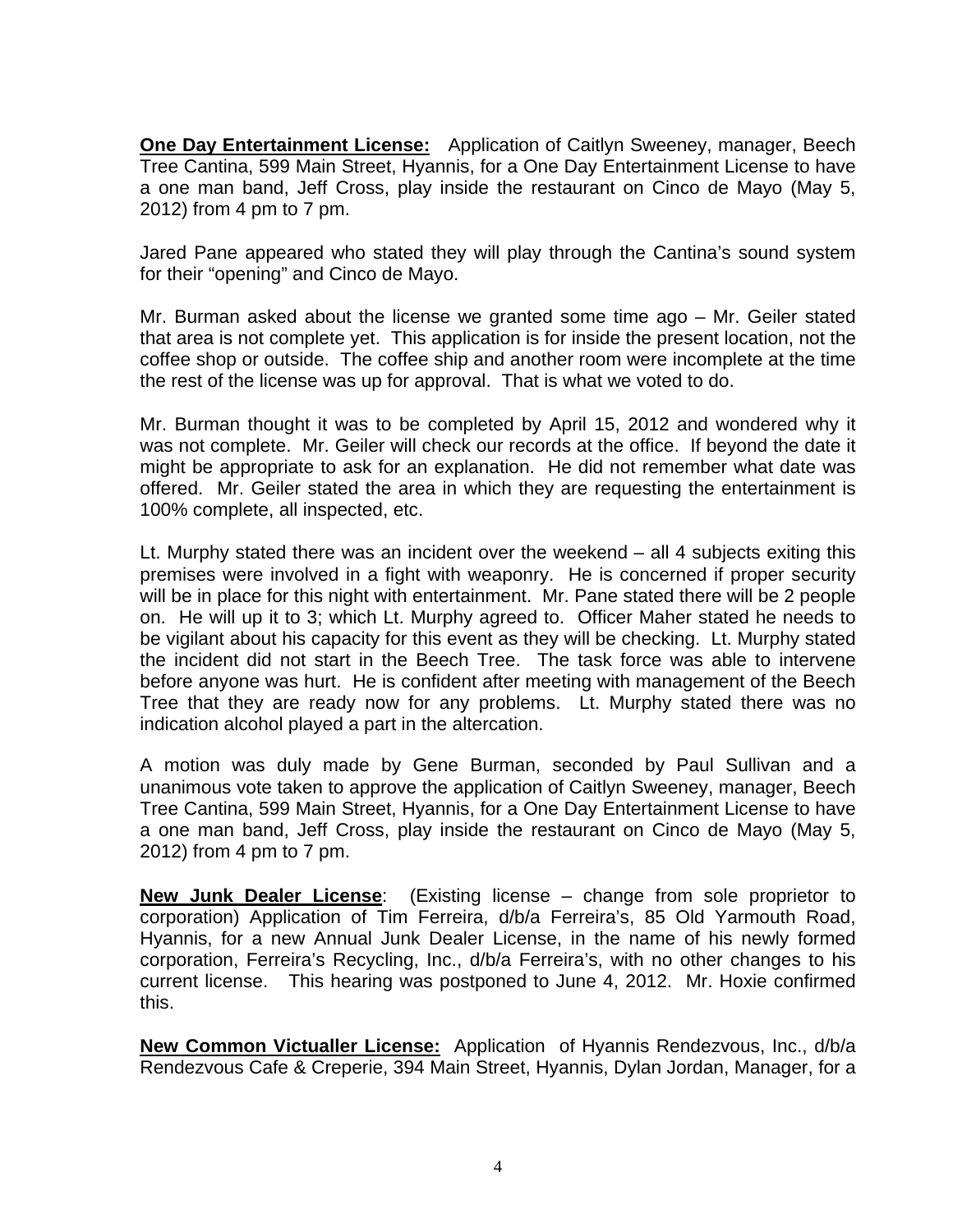**One Day Entertainment License:** Application of Caitlyn Sweeney, manager, Beech Tree Cantina, 599 Main Street, Hyannis, for a One Day Entertainment License to have a one man band, Jeff Cross, play inside the restaurant on Cinco de Mayo (May 5, 2012) from 4 pm to 7 pm.

Jared Pane appeared who stated they will play through the Cantina's sound system for their "opening" and Cinco de Mayo.

Mr. Burman asked about the license we granted some time ago – Mr. Geiler stated that area is not complete yet. This application is for inside the present location, not the coffee shop or outside. The coffee ship and another room were incomplete at the time the rest of the license was up for approval. That is what we voted to do.

Mr. Burman thought it was to be completed by April 15, 2012 and wondered why it was not complete. Mr. Geiler will check our records at the office. If beyond the date it might be appropriate to ask for an explanation. He did not remember what date was offered. Mr. Geiler stated the area in which they are requesting the entertainment is 100% complete, all inspected, etc.

Lt. Murphy stated there was an incident over the weekend – all 4 subjects exiting this premises were involved in a fight with weaponry. He is concerned if proper security will be in place for this night with entertainment. Mr. Pane stated there will be 2 people on. He will up it to 3; which Lt. Murphy agreed to. Officer Maher stated he needs to be vigilant about his capacity for this event as they will be checking. Lt. Murphy stated the incident did not start in the Beech Tree. The task force was able to intervene before anyone was hurt. He is confident after meeting with management of the Beech Tree that they are ready now for any problems. Lt. Murphy stated there was no indication alcohol played a part in the altercation.

A motion was duly made by Gene Burman, seconded by Paul Sullivan and a unanimous vote taken to approve the application of Caitlyn Sweeney, manager, Beech Tree Cantina, 599 Main Street, Hyannis, for a One Day Entertainment License to have a one man band, Jeff Cross, play inside the restaurant on Cinco de Mayo (May 5, 2012) from 4 pm to 7 pm.

**New Junk Dealer License**: (Existing license – change from sole proprietor to corporation) Application of Tim Ferreira, d/b/a Ferreira's, 85 Old Yarmouth Road, Hyannis, for a new Annual Junk Dealer License, in the name of his newly formed corporation, Ferreira's Recycling, Inc., d/b/a Ferreira's, with no other changes to his current license. This hearing was postponed to June 4, 2012. Mr. Hoxie confirmed this.

**New Common Victualler License:** Application of Hyannis Rendezvous, Inc., d/b/a Rendezvous Cafe & Creperie, 394 Main Street, Hyannis, Dylan Jordan, Manager, for a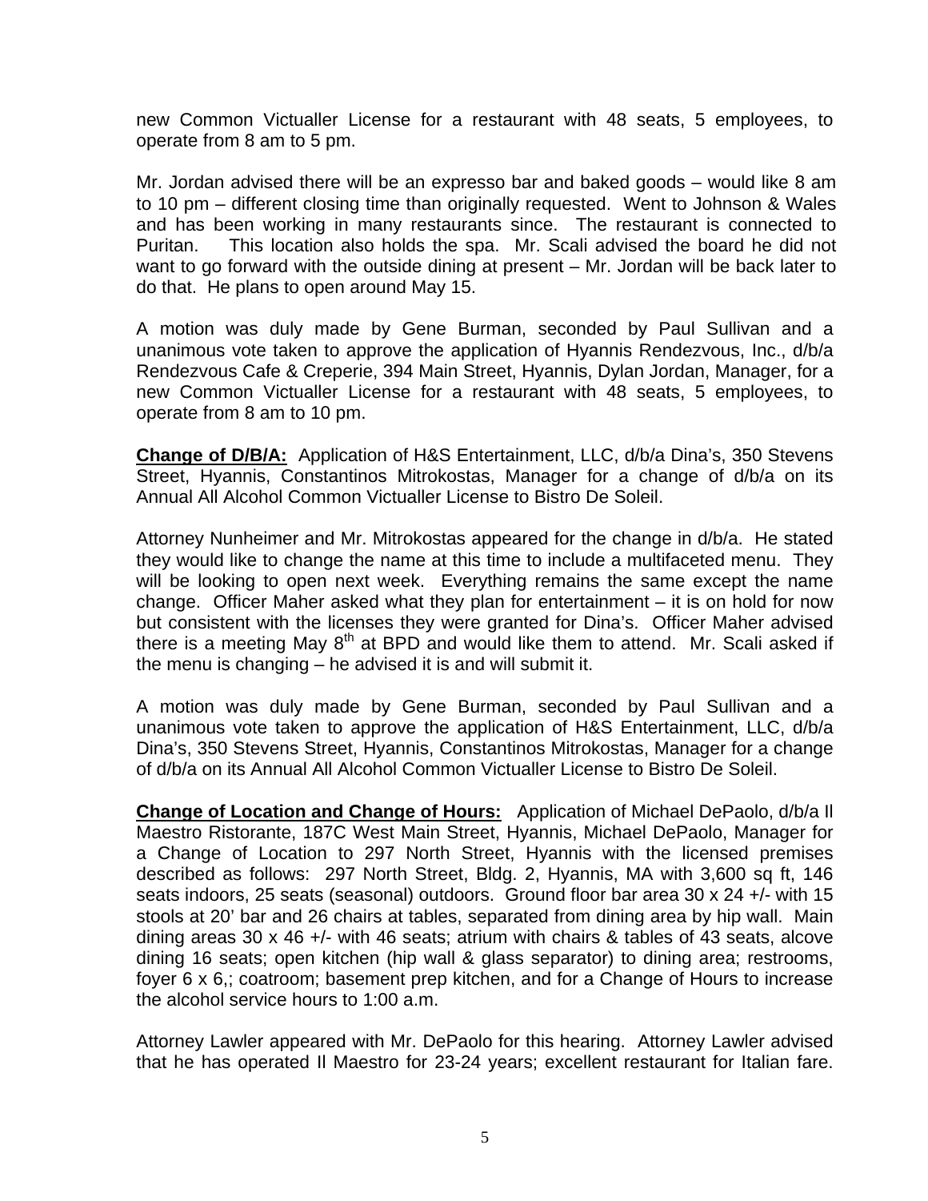new Common Victualler License for a restaurant with 48 seats, 5 employees, to operate from 8 am to 5 pm.

Mr. Jordan advised there will be an expresso bar and baked goods – would like 8 am to 10 pm – different closing time than originally requested. Went to Johnson & Wales and has been working in many restaurants since. The restaurant is connected to Puritan. This location also holds the spa. Mr. Scali advised the board he did not want to go forward with the outside dining at present – Mr. Jordan will be back later to do that. He plans to open around May 15.

A motion was duly made by Gene Burman, seconded by Paul Sullivan and a unanimous vote taken to approve the application of Hyannis Rendezvous, Inc., d/b/a Rendezvous Cafe & Creperie, 394 Main Street, Hyannis, Dylan Jordan, Manager, for a new Common Victualler License for a restaurant with 48 seats, 5 employees, to operate from 8 am to 10 pm.

**Change of D/B/A:** Application of H&S Entertainment, LLC, d/b/a Dina's, 350 Stevens Street, Hyannis, Constantinos Mitrokostas, Manager for a change of d/b/a on its Annual All Alcohol Common Victualler License to Bistro De Soleil.

Attorney Nunheimer and Mr. Mitrokostas appeared for the change in d/b/a. He stated they would like to change the name at this time to include a multifaceted menu. They will be looking to open next week. Everything remains the same except the name change. Officer Maher asked what they plan for entertainment – it is on hold for now but consistent with the licenses they were granted for Dina's. Officer Maher advised there is a meeting May 8th at BPD and would like them to attend. Mr. Scali asked if the menu is changing – he advised it is and will submit it.

A motion was duly made by Gene Burman, seconded by Paul Sullivan and a unanimous vote taken to approve the application of H&S Entertainment, LLC, d/b/a Dina's, 350 Stevens Street, Hyannis, Constantinos Mitrokostas, Manager for a change of d/b/a on its Annual All Alcohol Common Victualler License to Bistro De Soleil.

**Change of Location and Change of Hours:** Application of Michael DePaolo, d/b/a Il Maestro Ristorante, 187C West Main Street, Hyannis, Michael DePaolo, Manager for a Change of Location to 297 North Street, Hyannis with the licensed premises described as follows: 297 North Street, Bldg. 2, Hyannis, MA with 3,600 sq ft, 146 seats indoors, 25 seats (seasonal) outdoors. Ground floor bar area 30 x 24 +/- with 15 stools at 20' bar and 26 chairs at tables, separated from dining area by hip wall. Main dining areas 30 x 46 +/- with 46 seats; atrium with chairs & tables of 43 seats, alcove dining 16 seats; open kitchen (hip wall & glass separator) to dining area; restrooms, foyer 6 x 6,; coatroom; basement prep kitchen, and for a Change of Hours to increase the alcohol service hours to 1:00 a.m.

Attorney Lawler appeared with Mr. DePaolo for this hearing. Attorney Lawler advised that he has operated Il Maestro for 23-24 years; excellent restaurant for Italian fare.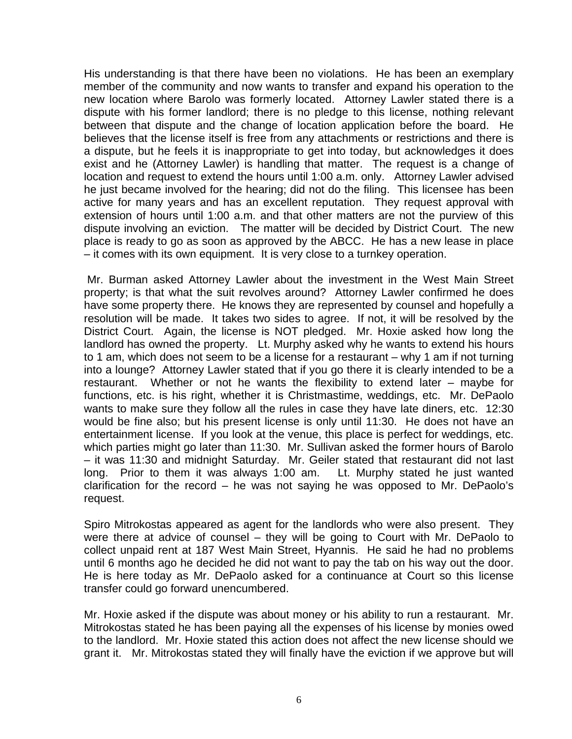His understanding is that there have been no violations. He has been an exemplary member of the community and now wants to transfer and expand his operation to the new location where Barolo was formerly located. Attorney Lawler stated there is a dispute with his former landlord; there is no pledge to this license, nothing relevant between that dispute and the change of location application before the board. He believes that the license itself is free from any attachments or restrictions and there is a dispute, but he feels it is inappropriate to get into today, but acknowledges it does exist and he (Attorney Lawler) is handling that matter. The request is a change of location and request to extend the hours until 1:00 a.m. only. Attorney Lawler advised he just became involved for the hearing; did not do the filing. This licensee has been active for many years and has an excellent reputation. They request approval with extension of hours until 1:00 a.m. and that other matters are not the purview of this dispute involving an eviction. The matter will be decided by District Court. The new place is ready to go as soon as approved by the ABCC. He has a new lease in place – it comes with its own equipment. It is very close to a turnkey operation.

Mr. Burman asked Attorney Lawler about the investment in the West Main Street property; is that what the suit revolves around? Attorney Lawler confirmed he does have some property there. He knows they are represented by counsel and hopefully a resolution will be made. It takes two sides to agree. If not, it will be resolved by the District Court. Again, the license is NOT pledged. Mr. Hoxie asked how long the landlord has owned the property. Lt. Murphy asked why he wants to extend his hours to 1 am, which does not seem to be a license for a restaurant – why 1 am if not turning into a lounge? Attorney Lawler stated that if you go there it is clearly intended to be a restaurant. Whether or not he wants the flexibility to extend later – maybe for functions, etc. is his right, whether it is Christmastime, weddings, etc. Mr. DePaolo wants to make sure they follow all the rules in case they have late diners, etc. 12:30 would be fine also; but his present license is only until 11:30. He does not have an entertainment license. If you look at the venue, this place is perfect for weddings, etc. which parties might go later than 11:30. Mr. Sullivan asked the former hours of Barolo – it was 11:30 and midnight Saturday. Mr. Geiler stated that restaurant did not last long. Prior to them it was always 1:00 am. Lt. Murphy stated he just wanted clarification for the record – he was not saying he was opposed to Mr. DePaolo's request.

Spiro Mitrokostas appeared as agent for the landlords who were also present. They were there at advice of counsel – they will be going to Court with Mr. DePaolo to collect unpaid rent at 187 West Main Street, Hyannis. He said he had no problems until 6 months ago he decided he did not want to pay the tab on his way out the door. He is here today as Mr. DePaolo asked for a continuance at Court so this license transfer could go forward unencumbered.

Mr. Hoxie asked if the dispute was about money or his ability to run a restaurant. Mr. Mitrokostas stated he has been paying all the expenses of his license by monies owed to the landlord. Mr. Hoxie stated this action does not affect the new license should we grant it. Mr. Mitrokostas stated they will finally have the eviction if we approve but will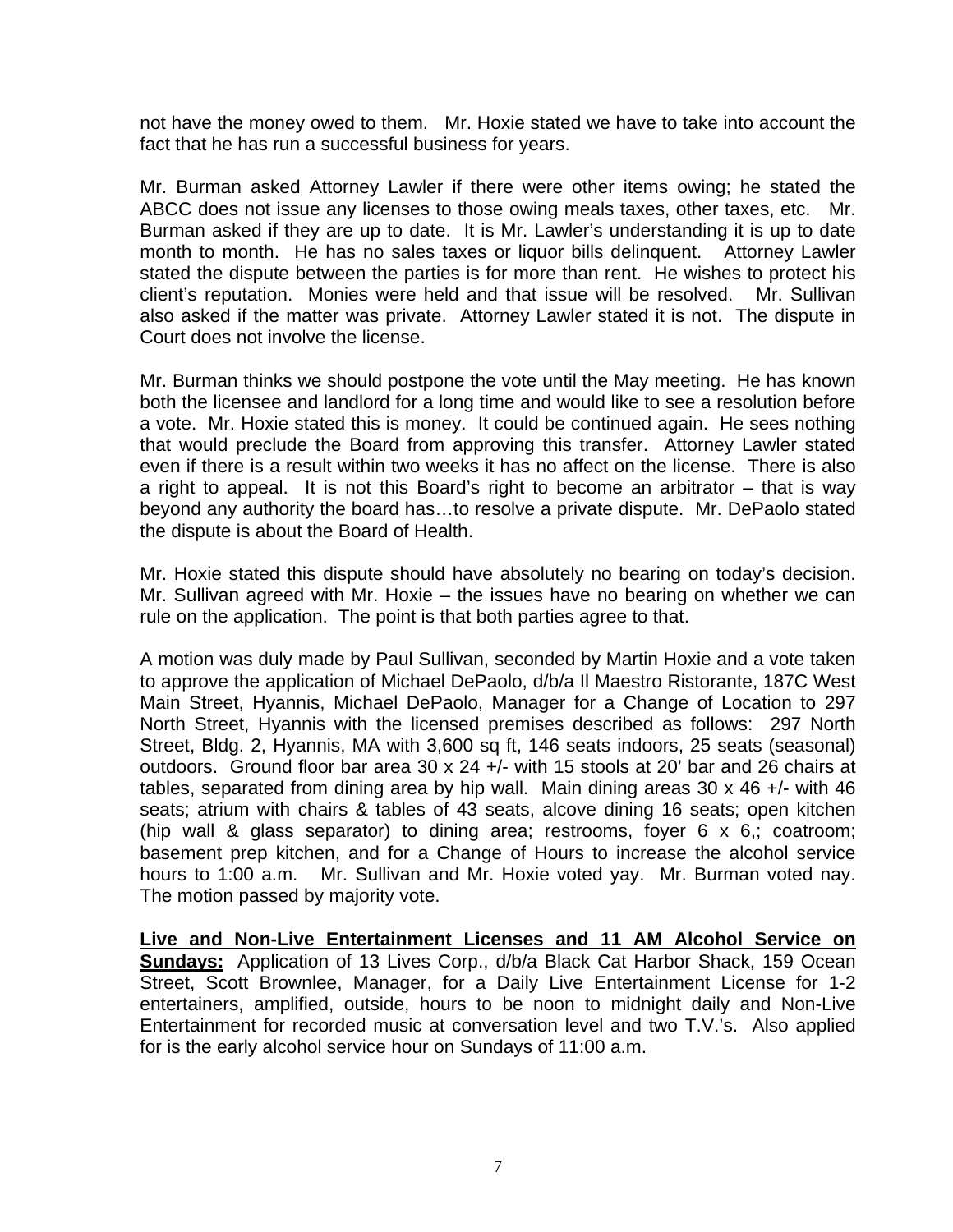not have the money owed to them. Mr. Hoxie stated we have to take into account the fact that he has run a successful business for years.

Mr. Burman asked Attorney Lawler if there were other items owing; he stated the ABCC does not issue any licenses to those owing meals taxes, other taxes, etc. Mr. Burman asked if they are up to date. It is Mr. Lawler's understanding it is up to date month to month. He has no sales taxes or liquor bills delinquent. Attorney Lawler stated the dispute between the parties is for more than rent. He wishes to protect his client's reputation. Monies were held and that issue will be resolved. Mr. Sullivan also asked if the matter was private. Attorney Lawler stated it is not. The dispute in Court does not involve the license.

Mr. Burman thinks we should postpone the vote until the May meeting. He has known both the licensee and landlord for a long time and would like to see a resolution before a vote. Mr. Hoxie stated this is money. It could be continued again. He sees nothing that would preclude the Board from approving this transfer. Attorney Lawler stated even if there is a result within two weeks it has no affect on the license. There is also a right to appeal. It is not this Board's right to become an arbitrator – that is way beyond any authority the board has…to resolve a private dispute. Mr. DePaolo stated the dispute is about the Board of Health.

Mr. Hoxie stated this dispute should have absolutely no bearing on today's decision. Mr. Sullivan agreed with Mr. Hoxie – the issues have no bearing on whether we can rule on the application. The point is that both parties agree to that.

A motion was duly made by Paul Sullivan, seconded by Martin Hoxie and a vote taken to approve the application of Michael DePaolo, d/b/a Il Maestro Ristorante, 187C West Main Street, Hyannis, Michael DePaolo, Manager for a Change of Location to 297 North Street, Hyannis with the licensed premises described as follows: 297 North Street, Bldg. 2, Hyannis, MA with 3,600 sq ft, 146 seats indoors, 25 seats (seasonal) outdoors. Ground floor bar area 30 x 24 +/- with 15 stools at 20' bar and 26 chairs at tables, separated from dining area by hip wall. Main dining areas 30 x 46 +/- with 46 seats; atrium with chairs & tables of 43 seats, alcove dining 16 seats; open kitchen (hip wall & glass separator) to dining area; restrooms, foyer 6 x 6,; coatroom; basement prep kitchen, and for a Change of Hours to increase the alcohol service hours to 1:00 a.m. Mr. Sullivan and Mr. Hoxie voted yay. Mr. Burman voted nay. The motion passed by majority vote.

**Live and Non-Live Entertainment Licenses and 11 AM Alcohol Service on Sundays:** Application of 13 Lives Corp., d/b/a Black Cat Harbor Shack, 159 Ocean Street, Scott Brownlee, Manager, for a Daily Live Entertainment License for 1-2 entertainers, amplified, outside, hours to be noon to midnight daily and Non-Live Entertainment for recorded music at conversation level and two T.V.'s. Also applied for is the early alcohol service hour on Sundays of 11:00 a.m.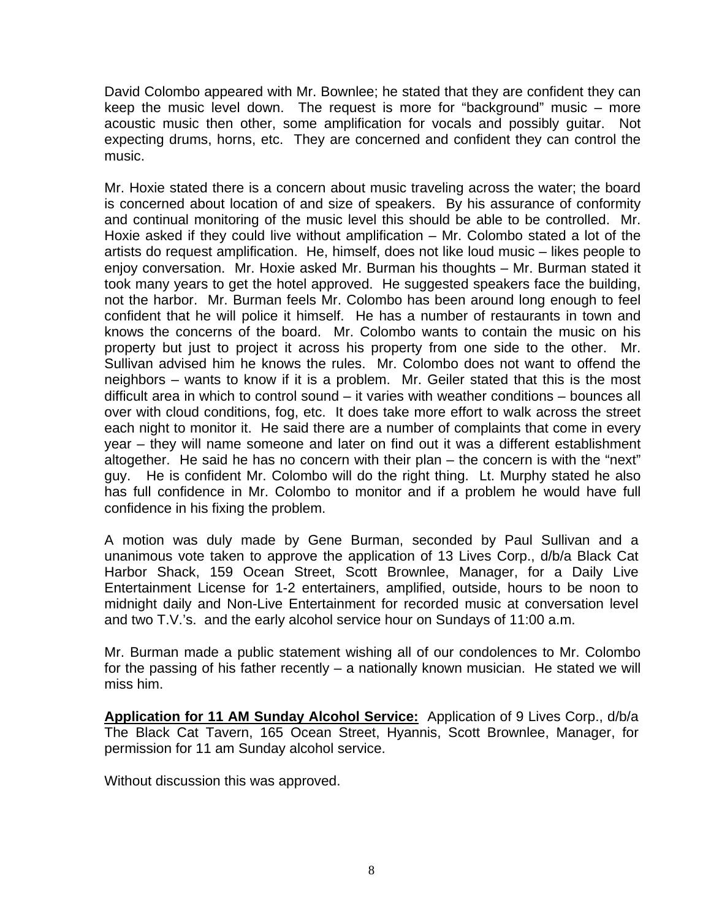David Colombo appeared with Mr. Bownlee; he stated that they are confident they can keep the music level down. The request is more for "background" music – more acoustic music then other, some amplification for vocals and possibly guitar. Not expecting drums, horns, etc. They are concerned and confident they can control the music.

Mr. Hoxie stated there is a concern about music traveling across the water; the board is concerned about location of and size of speakers. By his assurance of conformity and continual monitoring of the music level this should be able to be controlled. Mr. Hoxie asked if they could live without amplification – Mr. Colombo stated a lot of the artists do request amplification. He, himself, does not like loud music – likes people to enjoy conversation. Mr. Hoxie asked Mr. Burman his thoughts – Mr. Burman stated it took many years to get the hotel approved. He suggested speakers face the building, not the harbor. Mr. Burman feels Mr. Colombo has been around long enough to feel confident that he will police it himself. He has a number of restaurants in town and knows the concerns of the board. Mr. Colombo wants to contain the music on his property but just to project it across his property from one side to the other. Mr. Sullivan advised him he knows the rules. Mr. Colombo does not want to offend the neighbors – wants to know if it is a problem. Mr. Geiler stated that this is the most difficult area in which to control sound – it varies with weather conditions – bounces all over with cloud conditions, fog, etc. It does take more effort to walk across the street each night to monitor it. He said there are a number of complaints that come in every year – they will name someone and later on find out it was a different establishment altogether. He said he has no concern with their plan – the concern is with the "next" guy. He is confident Mr. Colombo will do the right thing. Lt. Murphy stated he also has full confidence in Mr. Colombo to monitor and if a problem he would have full confidence in his fixing the problem.

A motion was duly made by Gene Burman, seconded by Paul Sullivan and a unanimous vote taken to approve the application of 13 Lives Corp., d/b/a Black Cat Harbor Shack, 159 Ocean Street, Scott Brownlee, Manager, for a Daily Live Entertainment License for 1-2 entertainers, amplified, outside, hours to be noon to midnight daily and Non-Live Entertainment for recorded music at conversation level and two T.V.'s. and the early alcohol service hour on Sundays of 11:00 a.m.

Mr. Burman made a public statement wishing all of our condolences to Mr. Colombo for the passing of his father recently – a nationally known musician. He stated we will miss him.

**Application for 11 AM Sunday Alcohol Service:** Application of 9 Lives Corp., d/b/a The Black Cat Tavern, 165 Ocean Street, Hyannis, Scott Brownlee, Manager, for permission for 11 am Sunday alcohol service.

Without discussion this was approved.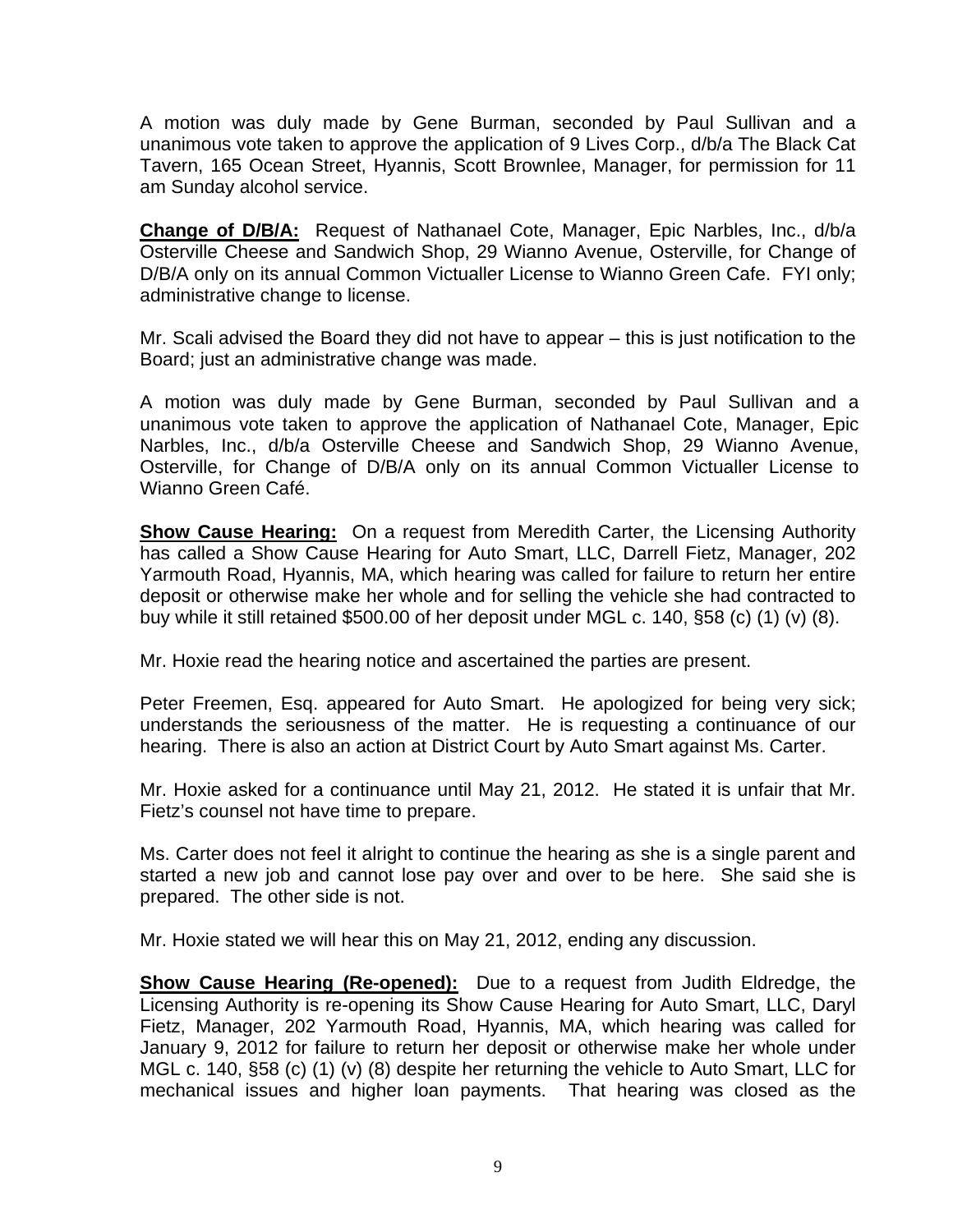A motion was duly made by Gene Burman, seconded by Paul Sullivan and a unanimous vote taken to approve the application of 9 Lives Corp., d/b/a The Black Cat Tavern, 165 Ocean Street, Hyannis, Scott Brownlee, Manager, for permission for 11 am Sunday alcohol service.

**Change of D/B/A:** Request of Nathanael Cote, Manager, Epic Narbles, Inc., d/b/a Osterville Cheese and Sandwich Shop, 29 Wianno Avenue, Osterville, for Change of D/B/A only on its annual Common Victualler License to Wianno Green Cafe. FYI only; administrative change to license.

Mr. Scali advised the Board they did not have to appear – this is just notification to the Board; just an administrative change was made.

A motion was duly made by Gene Burman, seconded by Paul Sullivan and a unanimous vote taken to approve the application of Nathanael Cote, Manager, Epic Narbles, Inc., d/b/a Osterville Cheese and Sandwich Shop, 29 Wianno Avenue, Osterville, for Change of D/B/A only on its annual Common Victualler License to Wianno Green Café.

**Show Cause Hearing:** On a request from Meredith Carter, the Licensing Authority has called a Show Cause Hearing for Auto Smart, LLC, Darrell Fietz, Manager, 202 Yarmouth Road, Hyannis, MA, which hearing was called for failure to return her entire deposit or otherwise make her whole and for selling the vehicle she had contracted to buy while it still retained $500.00 of her deposit under MGL c. 140, §58 (c) (1) (v) (8).

Mr. Hoxie read the hearing notice and ascertained the parties are present.

Peter Freemen, Esq. appeared for Auto Smart. He apologized for being very sick; understands the seriousness of the matter. He is requesting a continuance of our hearing. There is also an action at District Court by Auto Smart against Ms. Carter.

Mr. Hoxie asked for a continuance until May 21, 2012. He stated it is unfair that Mr. Fietz's counsel not have time to prepare.

Ms. Carter does not feel it alright to continue the hearing as she is a single parent and started a new job and cannot lose pay over and over to be here. She said she is prepared. The other side is not.

Mr. Hoxie stated we will hear this on May 21, 2012, ending any discussion.

**Show Cause Hearing (Re-opened):** Due to a request from Judith Eldredge, the Licensing Authority is re-opening its Show Cause Hearing for Auto Smart, LLC, Daryl Fietz, Manager, 202 Yarmouth Road, Hyannis, MA, which hearing was called for January 9, 2012 for failure to return her deposit or otherwise make her whole under MGL c. 140, §58 (c) (1) (v) (8) despite her returning the vehicle to Auto Smart, LLC for mechanical issues and higher loan payments. That hearing was closed as the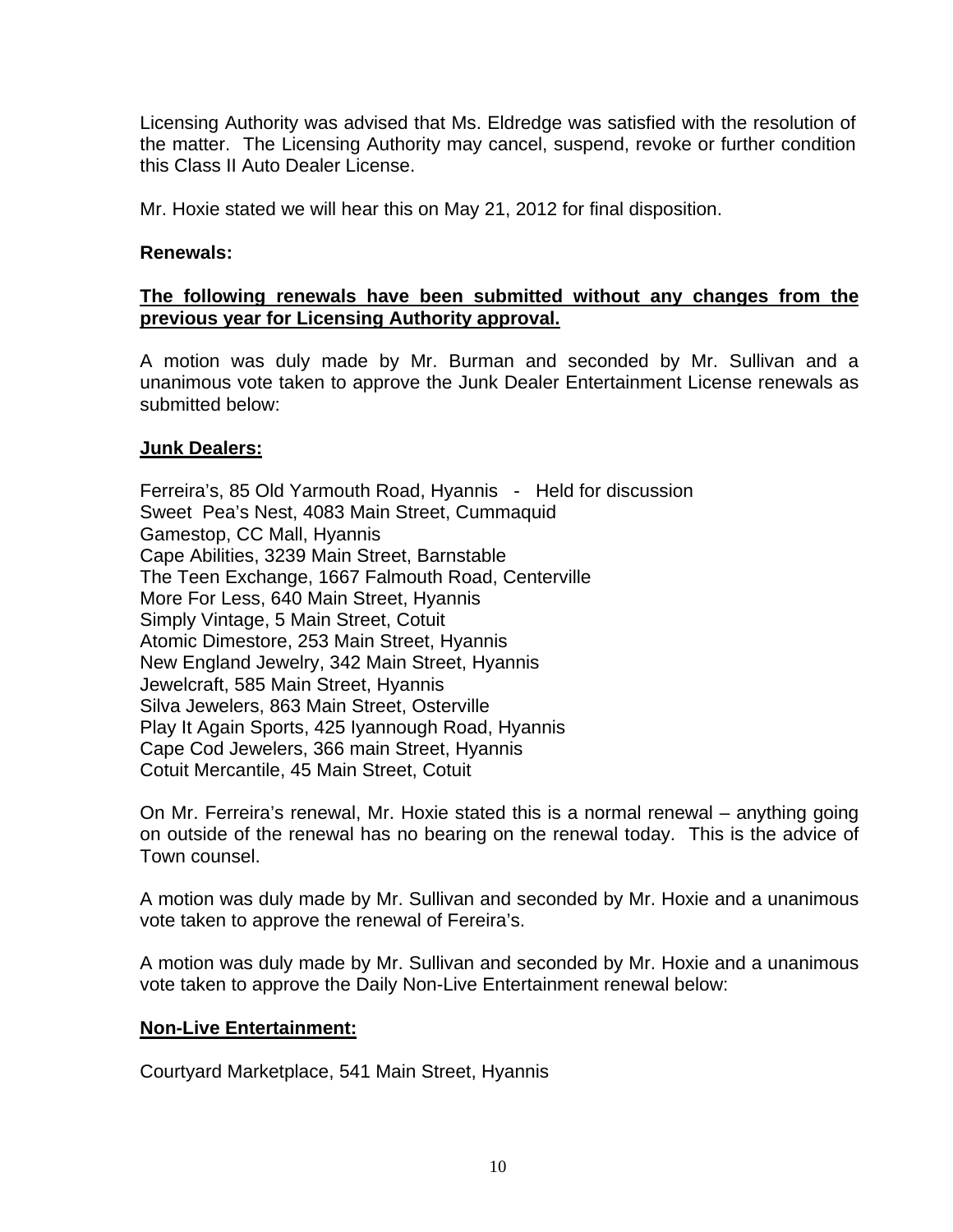Licensing Authority was advised that Ms. Eldredge was satisfied with the resolution of the matter. The Licensing Authority may cancel, suspend, revoke or further condition this Class II Auto Dealer License.

Mr. Hoxie stated we will hear this on May 21, 2012 for final disposition.

**Renewals:**

**The following renewals have been submitted without any changes from the previous year for Licensing Authority approval.**

A motion was duly made by Mr. Burman and seconded by Mr. Sullivan and a unanimous vote taken to approve the Junk Dealer Entertainment License renewals as submitted below:

**Junk Dealers:**

Ferreira's, 85 Old Yarmouth Road, Hyannis - Held for discussion
Sweet Pea's Nest, 4083 Main Street, Cummaquid
Gamestop, CC Mall, Hyannis
Cape Abilities, 3239 Main Street, Barnstable
The Teen Exchange, 1667 Falmouth Road, Centerville
More For Less, 640 Main Street, Hyannis
Simply Vintage, 5 Main Street, Cotuit
Atomic Dimestore, 253 Main Street, Hyannis
New England Jewelry, 342 Main Street, Hyannis
Jewelcraft, 585 Main Street, Hyannis
Silva Jewelers, 863 Main Street, Osterville
Play It Again Sports, 425 Iyannough Road, Hyannis
Cape Cod Jewelers, 366 main Street, Hyannis
Cotuit Mercantile, 45 Main Street, Cotuit

On Mr. Ferreira's renewal, Mr. Hoxie stated this is a normal renewal – anything going on outside of the renewal has no bearing on the renewal today. This is the advice of Town counsel.

A motion was duly made by Mr. Sullivan and seconded by Mr. Hoxie and a unanimous vote taken to approve the renewal of Fereira's.

A motion was duly made by Mr. Sullivan and seconded by Mr. Hoxie and a unanimous vote taken to approve the Daily Non-Live Entertainment renewal below:

**Non-Live Entertainment:**

Courtyard Marketplace, 541 Main Street, Hyannis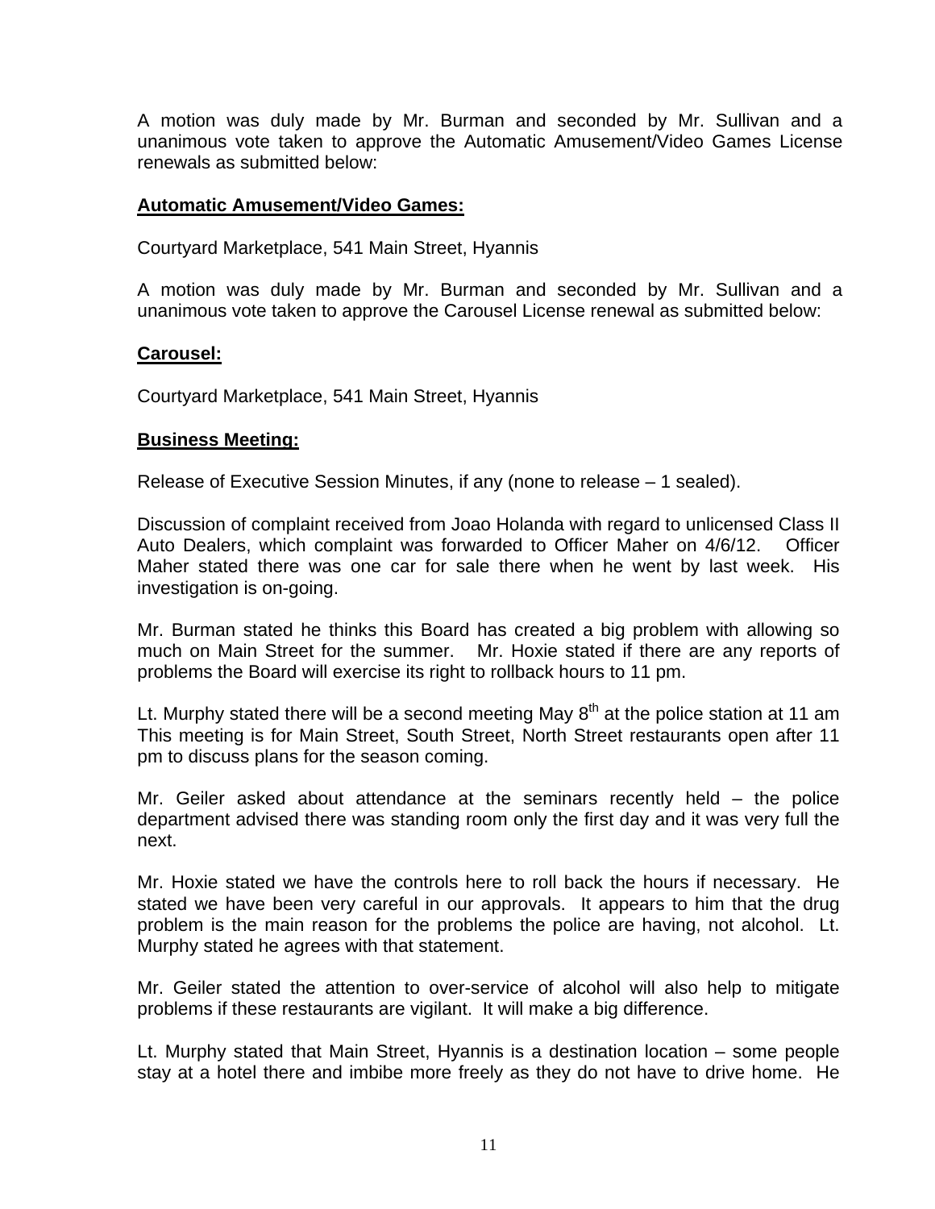A motion was duly made by Mr. Burman and seconded by Mr. Sullivan and a unanimous vote taken to approve the Automatic Amusement/Video Games License renewals as submitted below:

**Automatic Amusement/Video Games:**

Courtyard Marketplace, 541 Main Street, Hyannis

A motion was duly made by Mr. Burman and seconded by Mr. Sullivan and a unanimous vote taken to approve the Carousel License renewal as submitted below:

**Carousel:**

Courtyard Marketplace, 541 Main Street, Hyannis

**Business Meeting:**

Release of Executive Session Minutes, if any (none to release – 1 sealed).

Discussion of complaint received from Joao Holanda with regard to unlicensed Class II Auto Dealers, which complaint was forwarded to Officer Maher on 4/6/12. Officer Maher stated there was one car for sale there when he went by last week. His investigation is on-going.

Mr. Burman stated he thinks this Board has created a big problem with allowing so much on Main Street for the summer. Mr. Hoxie stated if there are any reports of problems the Board will exercise its right to rollback hours to 11 pm.

Lt. Murphy stated there will be a second meeting May 8th at the police station at 11 am This meeting is for Main Street, South Street, North Street restaurants open after 11 pm to discuss plans for the season coming.

Mr. Geiler asked about attendance at the seminars recently held – the police department advised there was standing room only the first day and it was very full the next.

Mr. Hoxie stated we have the controls here to roll back the hours if necessary. He stated we have been very careful in our approvals. It appears to him that the drug problem is the main reason for the problems the police are having, not alcohol. Lt. Murphy stated he agrees with that statement.

Mr. Geiler stated the attention to over-service of alcohol will also help to mitigate problems if these restaurants are vigilant. It will make a big difference.

Lt. Murphy stated that Main Street, Hyannis is a destination location – some people stay at a hotel there and imbibe more freely as they do not have to drive home. He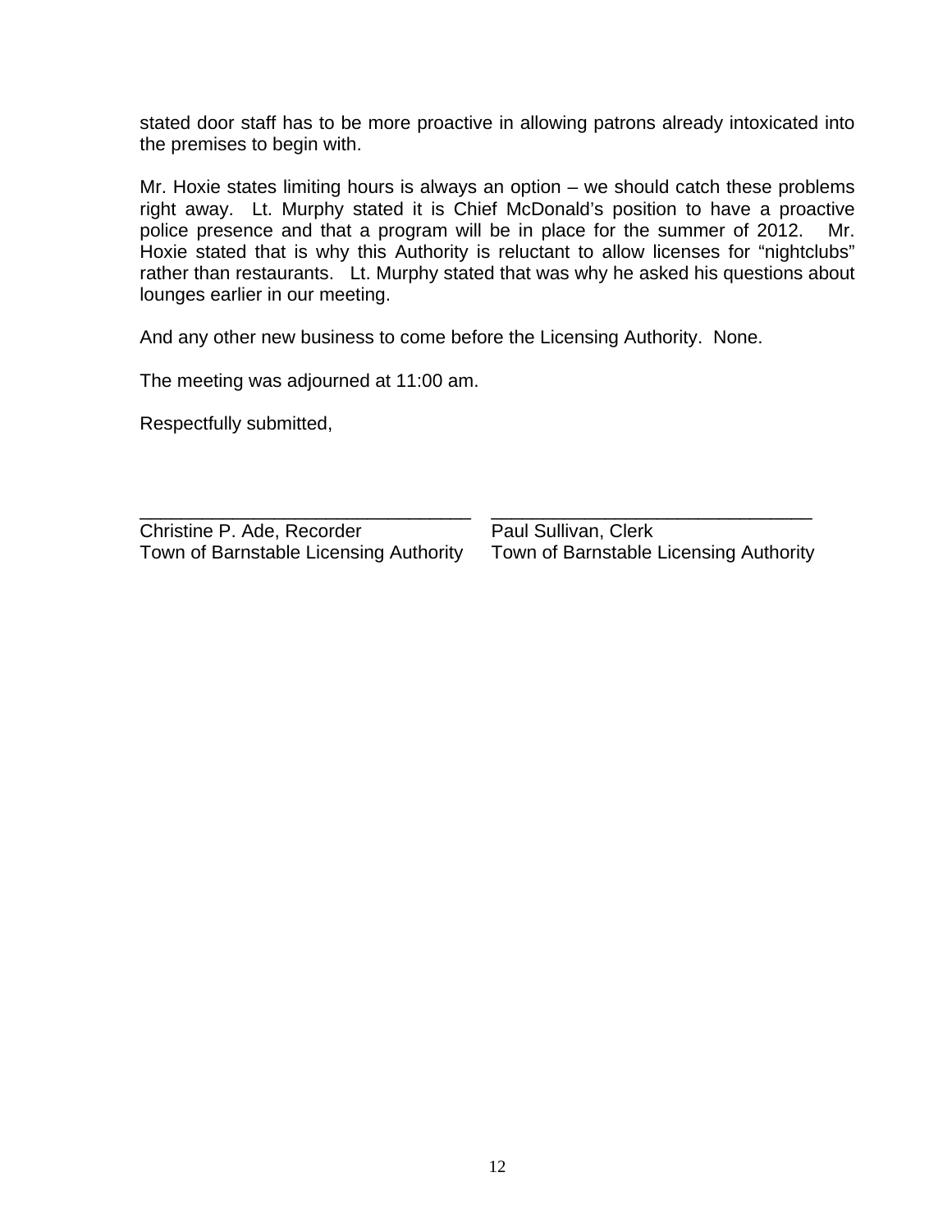stated door staff has to be more proactive in allowing patrons already intoxicated into the premises to begin with.

Mr. Hoxie states limiting hours is always an option – we should catch these problems right away. Lt. Murphy stated it is Chief McDonald's position to have a proactive police presence and that a program will be in place for the summer of 2012. Mr. Hoxie stated that is why this Authority is reluctant to allow licenses for "nightclubs" rather than restaurants. Lt. Murphy stated that was why he asked his questions about lounges earlier in our meeting.

And any other new business to come before the Licensing Authority. None.

The meeting was adjourned at 11:00 am.

Respectfully submitted,

| | |
|---|---|
| _______________________________ | _______________________________ |
| Christine P. Ade, Recorder | Paul Sullivan, Clerk |
| Town of Barnstable Licensing Authority | Town of Barnstable Licensing Authority |